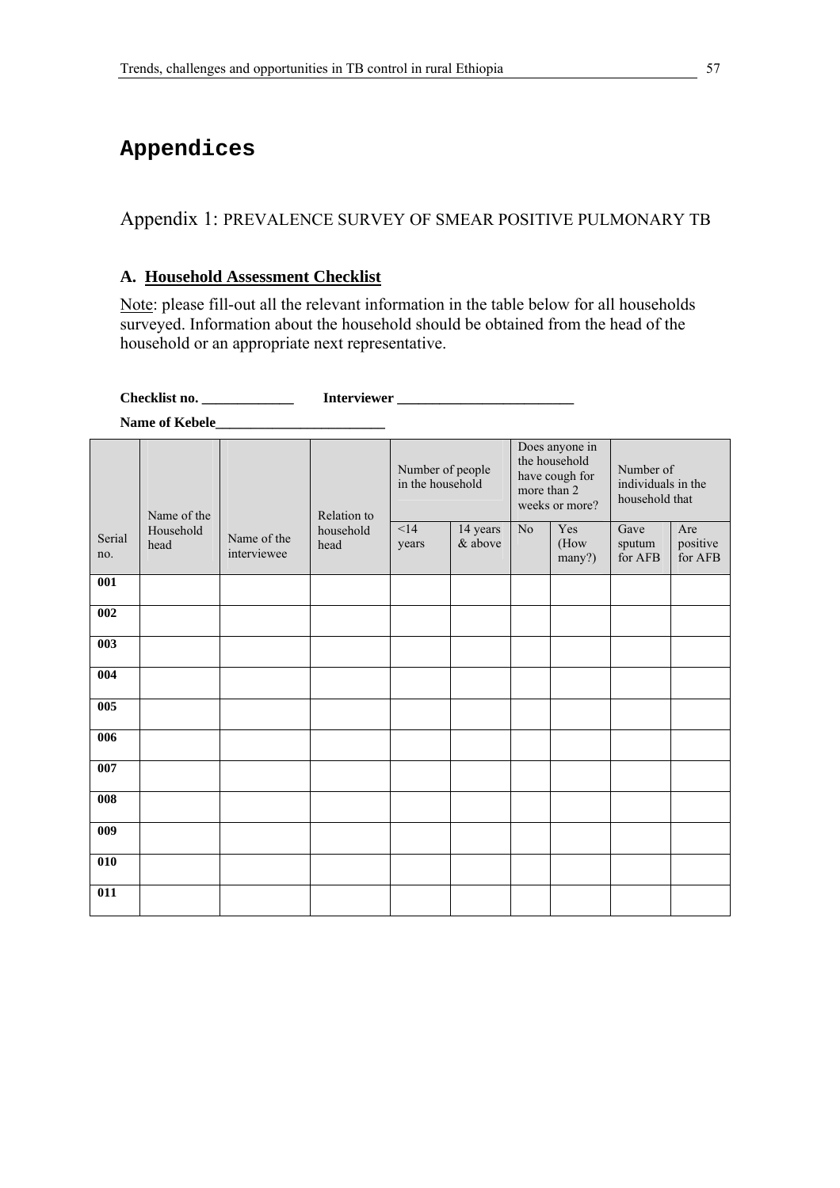# Appendices

## Appendix 1: PREVALENCE SURVEY OF SMEAR POSITIVE PULMONARY TB

### A. Household Assessment Checklist

Note: please fill-out all the relevant information in the table below for all households surveyed. Information about the household should be obtained from the head of the household or an appropriate next representative.

**Checklist no. _____________ Interviewer _________________________**

**Name of Kebele________________________**

| Serial no. | Name of the Household head | Name of the interviewee | Relation to household head | Number of people in the household | | Does anyone in the household have cough for more than 2 weeks or more? | | Number of individuals in the household that | |
|---|---|---|---|---|---|---|---|---|---|
| | | | | <14 years | 14 years & above | No | Yes (How many?) | Gave sputum for AFB | Are positive for AFB |
| **001** | | | | | | | | | |
| **002** | | | | | | | | | |
| **003** | | | | | | | | | |
| **004** | | | | | | | | | |
| **005** | | | | | | | | | |
| **006** | | | | | | | | | |
| **007** | | | | | | | | | |
| **008** | | | | | | | | | |
| **009** | | | | | | | | | |
| **010** | | | | | | | | | |
| **011** | | | | | | | | | |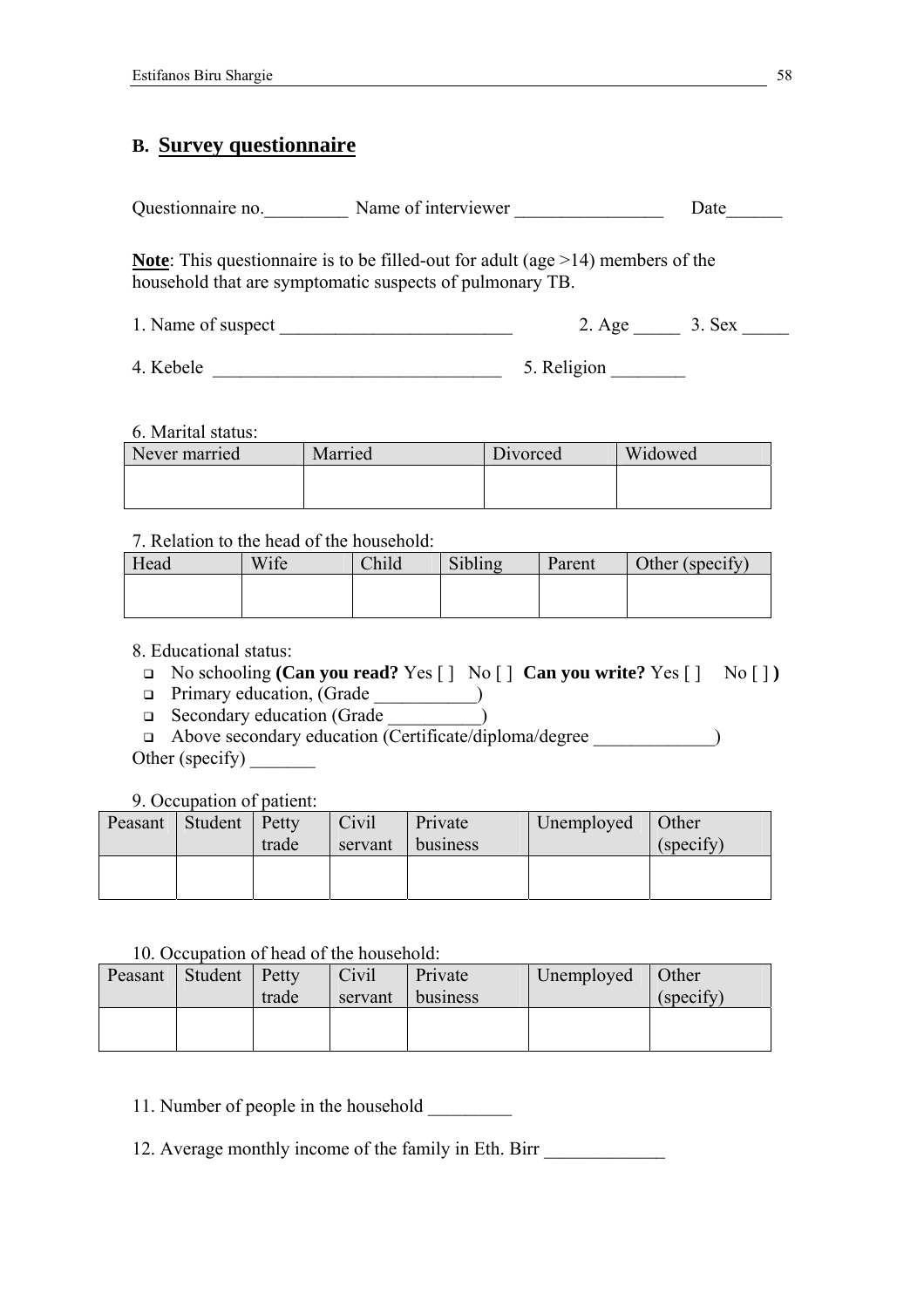## B. Survey questionnaire

Questionnaire no.\_\_\_\_\_\_\_\_\_ Name of interviewer \_\_\_\_\_\_\_\_\_\_\_\_\_\_\_\_ Date\_\_\_\_\_\_

**Note**: This questionnaire is to be filled-out for adult (age >14) members of the household that are symptomatic suspects of pulmonary TB.

1. Name of suspect \_\_\_\_\_\_\_\_\_\_\_\_\_\_\_\_\_\_\_\_\_\_\_\_\_ 2. Age \_\_\_\_\_ 3. Sex \_\_\_\_\_

4. Kebele \_\_\_\_\_\_\_\_\_\_\_\_\_\_\_\_\_\_\_\_\_\_\_\_\_\_\_\_\_\_\_ 5. Religion \_\_\_\_\_\_\_\_

6. Marital status:

| Never married | Married | Divorced | Widowed |
|---|---|---|---|
| | | | |

7. Relation to the head of the household:

| Head | Wife | Child | Sibling | Parent | Other (specify) |
|---|---|---|---|---|---|
| | | | | | |

8. Educational status:

- No schooling **(Can you read?** Yes [ ] No [ ] **Can you write?** Yes [ ] No [ ] **)**
- Primary education, (Grade \_\_\_\_\_\_\_\_\_\_\_)
- Secondary education (Grade \_\_\_\_\_\_\_\_\_\_)
- Above secondary education (Certificate/diploma/degree \_\_\_\_\_\_\_\_\_\_\_\_\_)

Other (specify) \_\_\_\_\_\_\_

9. Occupation of patient:

| Peasant | Student | Petty trade | Civil servant | Private business | Unemployed | Other (specify) |
|---|---|---|---|---|---|---|
| | | | | | | |

10. Occupation of head of the household:

| Peasant | Student | Petty trade | Civil servant | Private business | Unemployed | Other (specify) |
|---|---|---|---|---|---|---|
| | | | | | | |

11. Number of people in the household \_\_\_\_\_\_\_\_\_

12. Average monthly income of the family in Eth. Birr \_\_\_\_\_\_\_\_\_\_\_\_\_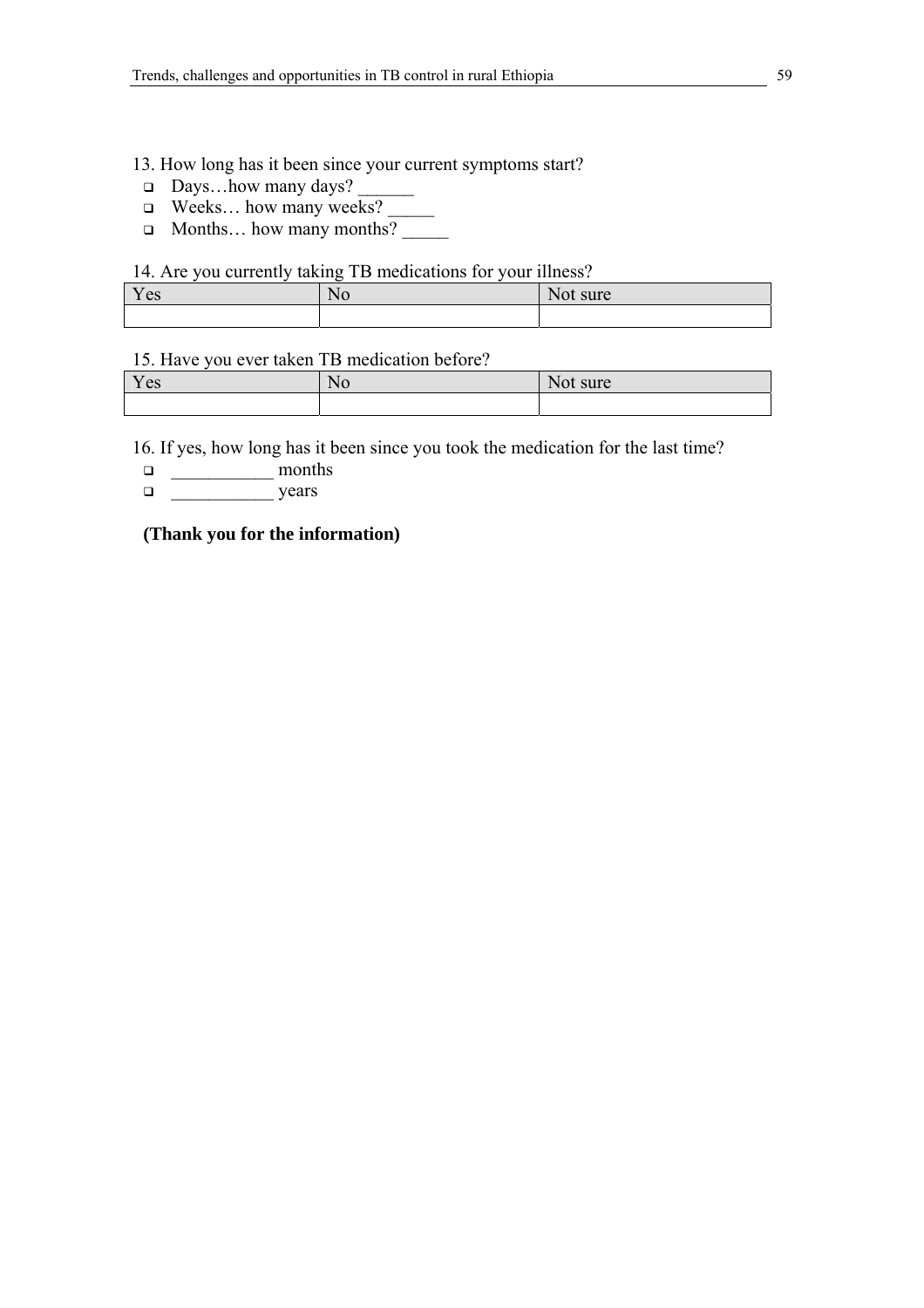13. How long has it been since your current symptoms start?

- ❑ Days…how many days? ______
- ❑ Weeks… how many weeks? _____
- ❑ Months… how many months? _____

14. Are you currently taking TB medications for your illness?

| Yes | No | Not sure |
|---|---|---|
| | | |

15. Have you ever taken TB medication before?

| Yes | No | Not sure |
|---|---|---|
| | | |

16. If yes, how long has it been since you took the medication for the last time?

- ❑ ___________ months
- ❑ ___________ years

**(Thank you for the information)**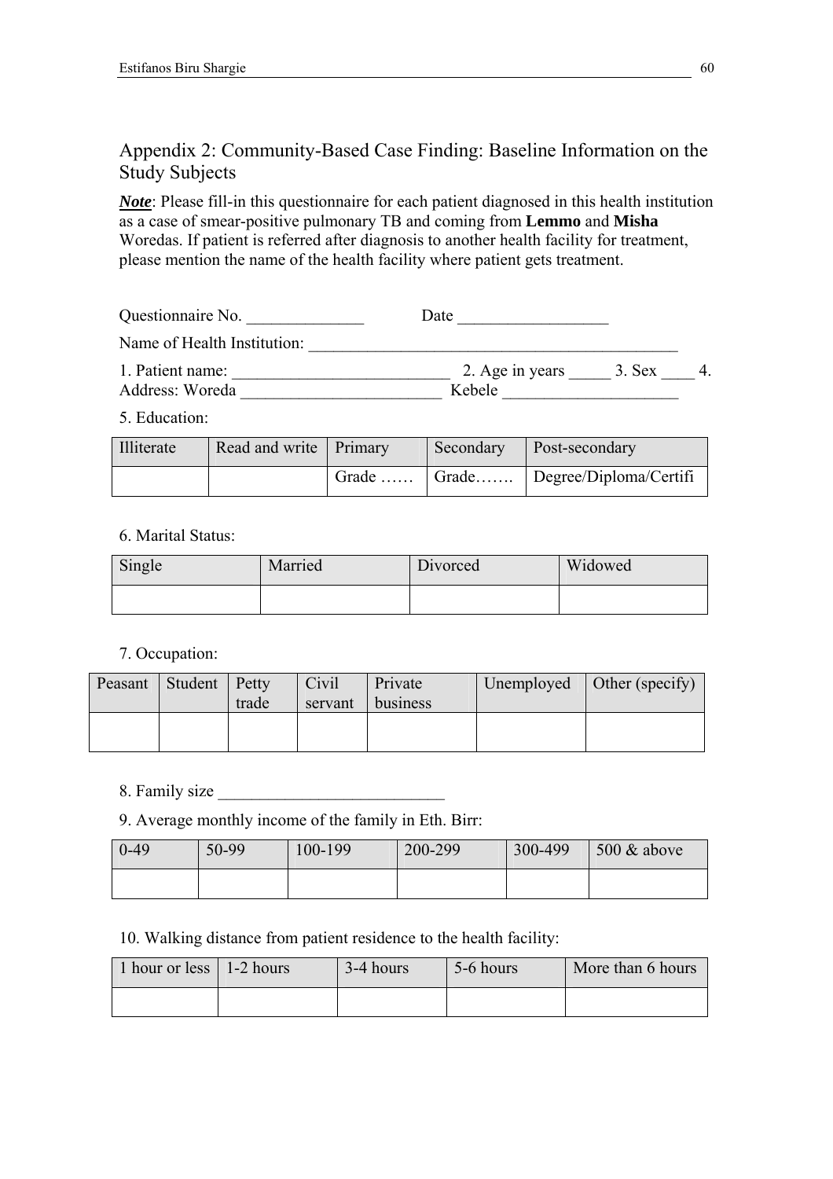## Appendix 2: Community-Based Case Finding: Baseline Information on the Study Subjects

***Note***: Please fill-in this questionnaire for each patient diagnosed in this health institution as a case of smear-positive pulmonary TB and coming from **Lemmo** and **Misha** Woredas. If patient is referred after diagnosis to another health facility for treatment, please mention the name of the health facility where patient gets treatment.

Questionnaire No. ______________ Date __________________

Name of Health Institution: ______________________________________________

1. Patient name: ___________________________ 2. Age in years _____ 3. Sex ____ 4. Address: Woreda _________________________ Kebele _____________________

5. Education:

| Illiterate | Read and write | Primary | Secondary | Post-secondary |
|---|---|---|---|---|
| | | Grade …… | Grade……. | Degree/Diploma/Certifi |

6. Marital Status:

| Single | Married | Divorced | Widowed |
|---|---|---|---|
| | | | |

7. Occupation:

| Peasant | Student | Petty trade | Civil servant | Private business | Unemployed | Other (specify) |
|---|---|---|---|---|---|---|
| | | | | | | |

8. Family size ___________________________

9. Average monthly income of the family in Eth. Birr:

| 0-49 | 50-99 | 100-199 | 200-299 | 300-499 | 500 & above |
|---|---|---|---|---|---|
| | | | | | |

10. Walking distance from patient residence to the health facility:

| 1 hour or less | 1-2 hours | 3-4 hours | 5-6 hours | More than 6 hours |
|---|---|---|---|---|
| | | | | |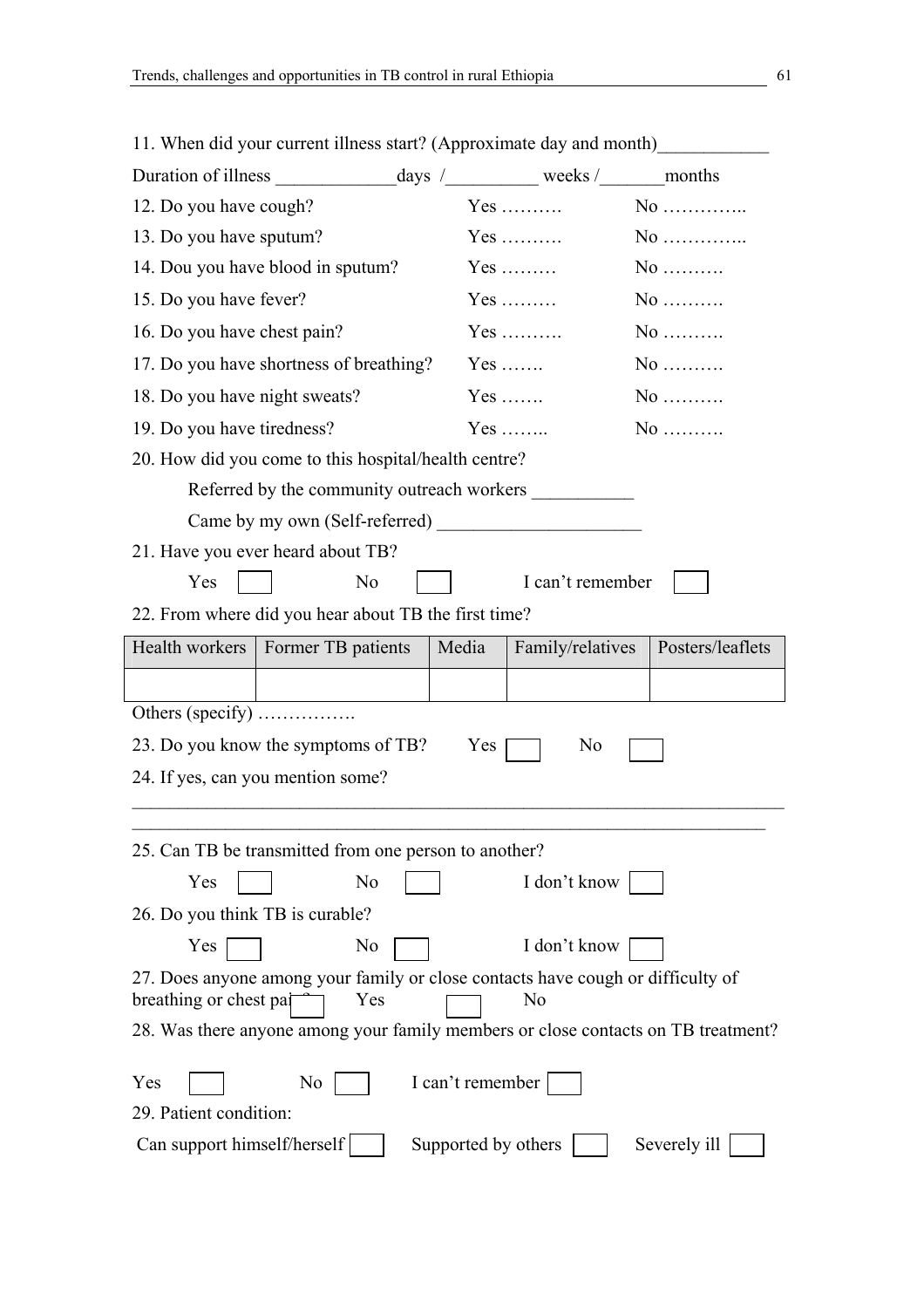11. When did your current illness start? (Approximate day and month)____________

Duration of illness _____________days /__________ weeks /_______months

12. Do you have cough? Yes ………. No …………..

13. Do you have sputum? Yes ………. No …………..

14. Dou you have blood in sputum? Yes ……… No ……….

15. Do you have fever? Yes ……… No ……….

16. Do you have chest pain? Yes ………. No ……….

17. Do you have shortness of breathing? Yes ……. No ……….

18. Do you have night sweats? Yes ……. No ……….

19. Do you have tiredness? Yes …….. No ……….

20. How did you come to this hospital/health centre?

Referred by the community outreach workers ___________

Came by my own (Self-referred) ______________________

21. Have you ever heard about TB?

Yes ☐ No ☐ I can't remember ☐

22. From where did you hear about TB the first time?

| Health workers | Former TB patients | Media | Family/relatives | Posters/leaflets |
|---|---|---|---|---|
| | | | | |

Others (specify) …………….

23. Do you know the symptoms of TB? Yes ☐ No ☐

24. If yes, can you mention some?

______________________________________________________________________

______________________________________________________________________

25. Can TB be transmitted from one person to another?

Yes ☐ No ☐ I don't know ☐

26. Do you think TB is curable?

Yes ☐ No ☐ I don't know ☐

27. Does anyone among your family or close contacts have cough or difficulty of breathing or chest pain? ☐ Yes ☐ No

28. Was there anyone among your family members or close contacts on TB treatment?

Yes ☐ No ☐ I can't remember ☐

29. Patient condition:

Can support himself/herself ☐ Supported by others ☐ Severely ill ☐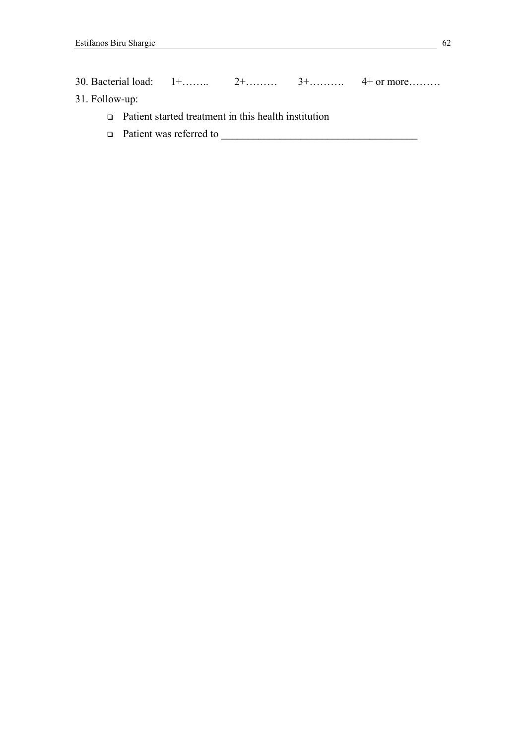30. Bacterial load: 1+…….. 2+……… 3+………. 4+ or more………

31. Follow-up:

- ❑ Patient started treatment in this health institution
- ❑ Patient was referred to ____________________________________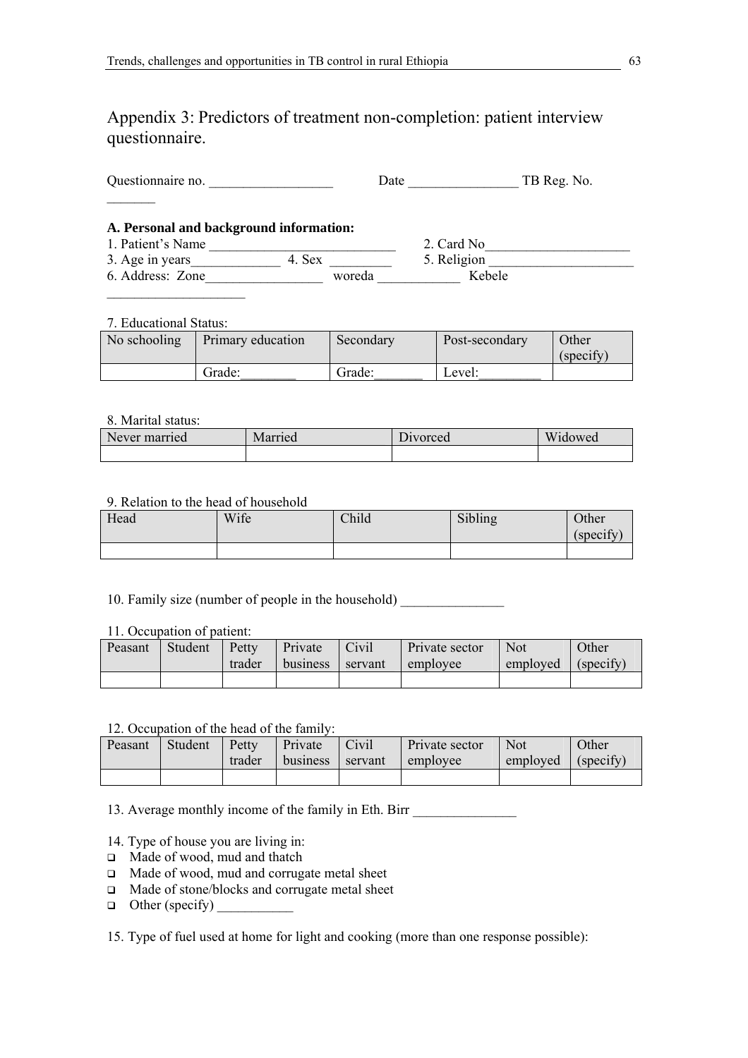## Appendix 3: Predictors of treatment non-completion: patient interview questionnaire.

Questionnaire no. __________________ Date ________________ TB Reg. No. _______

**A. Personal and background information:**

1. Patient's Name ___________________________ 2. Card No_____________________
3. Age in years_____________ 4. Sex _________ 5. Religion _____________________
6. Address: Zone_________________ woreda ____________ Kebele ____________________

7. Educational Status:

| No schooling | Primary education | Secondary | Post-secondary | Other (specify) |
|---|---|---|---|---|
| | Grade:________ | Grade:_______ | Level:_________ | |

8. Marital status:

| Never married | Married | Divorced | Widowed |
|---|---|---|---|
| | | | |

9. Relation to the head of household

| Head | Wife | Child | Sibling | Other (specify) |
|---|---|---|---|---|
| | | | | |

10. Family size (number of people in the household) _______________

11. Occupation of patient:

| Peasant | Student | Petty trader | Private business | Civil servant | Private sector employee | Not employed | Other (specify) |
|---|---|---|---|---|---|---|---|
| | | | | | | | |

12. Occupation of the head of the family:

| Peasant | Student | Petty trader | Private business | Civil servant | Private sector employee | Not employed | Other (specify) |
|---|---|---|---|---|---|---|---|
| | | | | | | | |

13. Average monthly income of the family in Eth. Birr _______________

14. Type of house you are living in:

- ❑ Made of wood, mud and thatch
- ❑ Made of wood, mud and corrugate metal sheet
- ❑ Made of stone/blocks and corrugate metal sheet
- ❑ Other (specify) ___________

15. Type of fuel used at home for light and cooking (more than one response possible):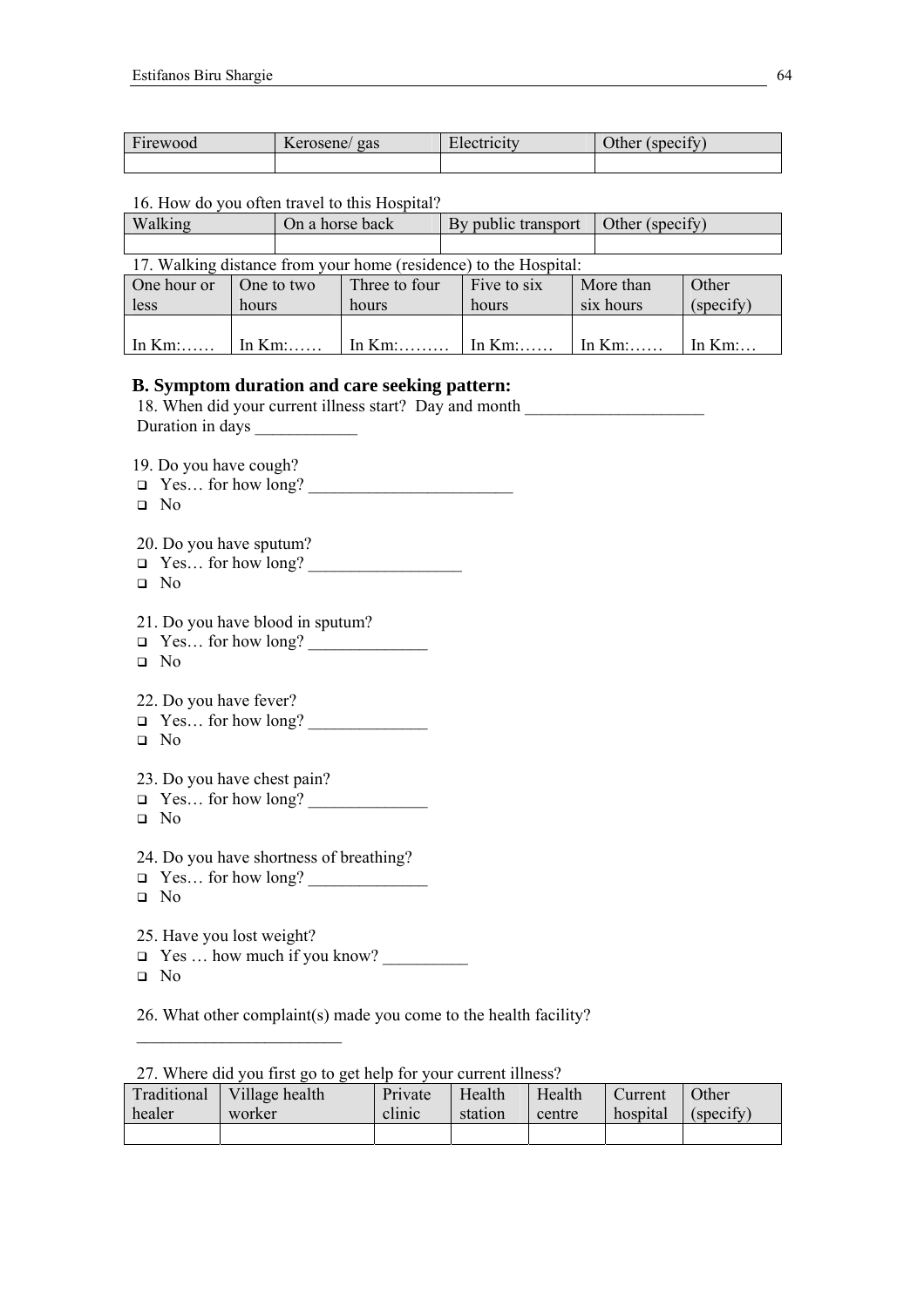| Firewood | Kerosene/ gas | Electricity | Other (specify) |
|---|---|---|---|
| | | | |

16. How do you often travel to this Hospital?

| Walking | On a horse back | By public transport | Other (specify) |
|---|---|---|---|
| | | | |

17. Walking distance from your home (residence) to the Hospital:

| One hour or less | One to two hours | Three to four hours | Five to six hours | More than six hours | Other (specify) |
|---|---|---|---|---|---|
| In Km:…… | In Km:…… | In Km:……… | In Km:…… | In Km:…… | In Km:… |

### B. Symptom duration and care seeking pattern:

18. When did your current illness start? Day and month _____________________
Duration in days ____________

19. Do you have cough?
- ☐ Yes… for how long? ________________________
- ☐ No

20. Do you have sputum?
- ☐ Yes… for how long? __________________
- ☐ No

21. Do you have blood in sputum?
- ☐ Yes… for how long? ______________
- ☐ No

22. Do you have fever?
- ☐ Yes… for how long? ______________
- ☐ No

23. Do you have chest pain?
- ☐ Yes… for how long? ______________
- ☐ No

24. Do you have shortness of breathing?
- ☐ Yes… for how long? ______________
- ☐ No

25. Have you lost weight?
- ☐ Yes … how much if you know? __________
- ☐ No

26. What other complaint(s) made you come to the health facility?
________________________

27. Where did you first go to get help for your current illness?

| Traditional healer | Village health worker | Private clinic | Health station | Health centre | Current hospital | Other (specify) |
|---|---|---|---|---|---|---|
| | | | | | | |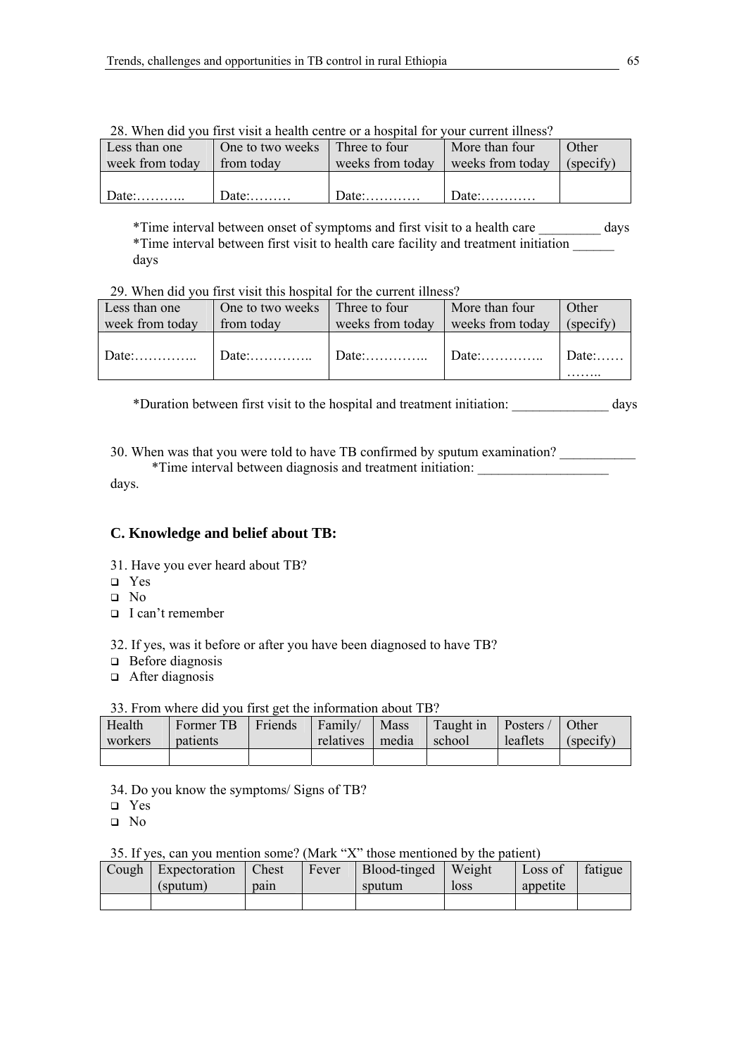28. When did you first visit a health centre or a hospital for your current illness?

| Less than one week from today | One to two weeks from today | Three to four weeks from today | More than four weeks from today | Other (specify) |
|---|---|---|---|---|
| Date:……….. | Date:……… | Date:………… | Date:………… | |

*Time interval between onset of symptoms and first visit to a health care _________ days
*Time interval between first visit to health care facility and treatment initiation ______ days

29. When did you first visit this hospital for the current illness?

| Less than one week from today | One to two weeks from today | Three to four weeks from today | More than four weeks from today | Other (specify) |
|---|---|---|---|---|
| Date:………….. | Date:………….. | Date:………….. | Date:………….. | Date:…… …….. |

*Duration between first visit to the hospital and treatment initiation: ______________ days

30. When was that you were told to have TB confirmed by sputum examination? ___________
*Time interval between diagnosis and treatment initiation: ___________________ days.

### C. Knowledge and belief about TB:

31. Have you ever heard about TB?

- ❑ Yes
- ❑ No
- ❑ I can't remember

32. If yes, was it before or after you have been diagnosed to have TB?

- ❑ Before diagnosis
- ❑ After diagnosis

33. From where did you first get the information about TB?

| Health workers | Former TB patients | Friends | Family/ relatives | Mass media | Taught in school | Posters / leaflets | Other (specify) |
|---|---|---|---|---|---|---|---|
| | | | | | | | |

34. Do you know the symptoms/ Signs of TB?

- ❑ Yes
- ❑ No

35. If yes, can you mention some? (Mark "X" those mentioned by the patient)

| Cough | Expectoration (sputum) | Chest pain | Fever | Blood-tinged sputum | Weight loss | Loss of appetite | fatigue |
|---|---|---|---|---|---|---|---|
| | | | | | | | |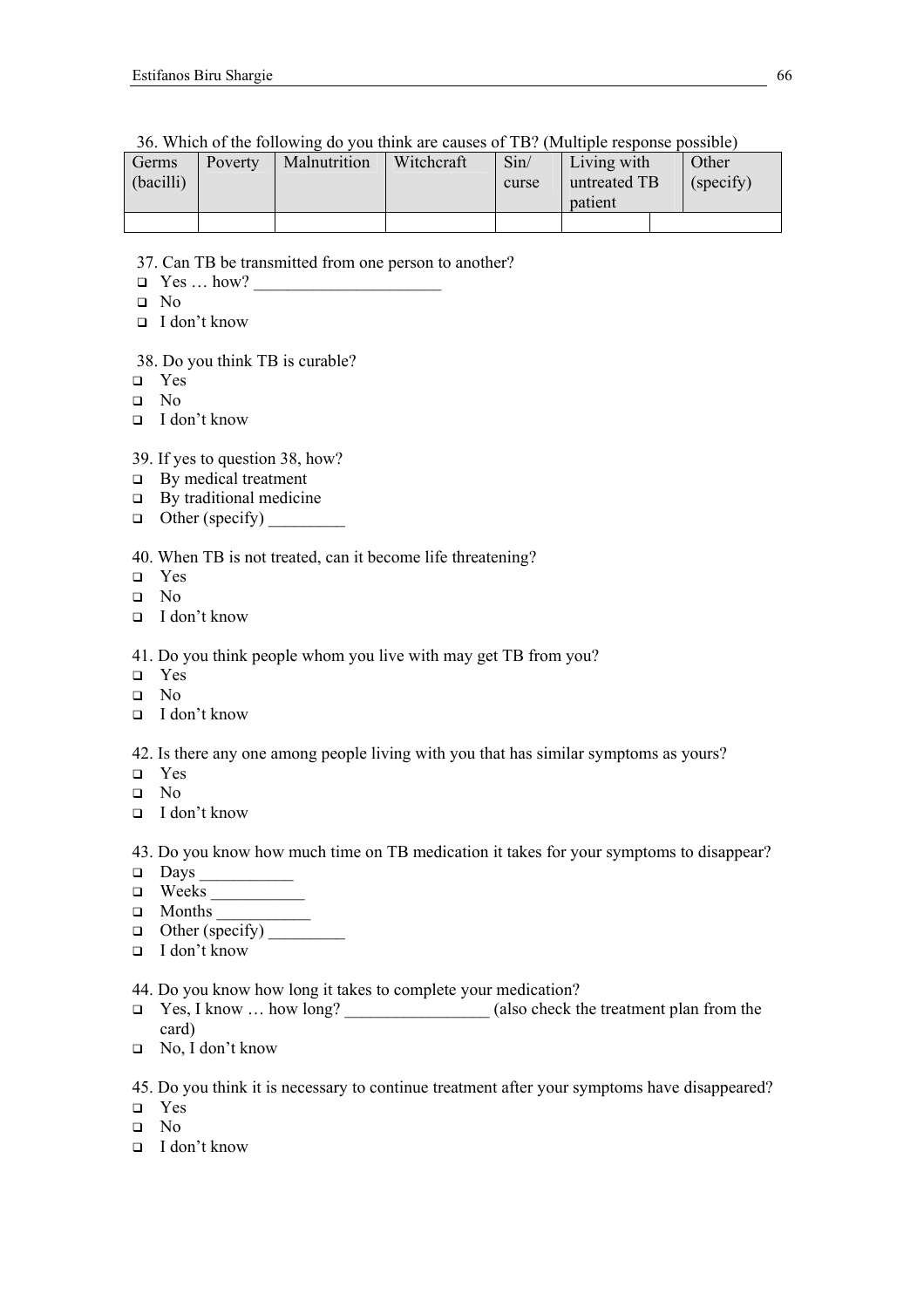36. Which of the following do you think are causes of TB? (Multiple response possible)

| Germs (bacilli) | Poverty | Malnutrition | Witchcraft | Sin/ curse | Living with untreated TB patient | | Other (specify) |
|---|---|---|---|---|---|---|---|
| | | | | | | | |

37. Can TB be transmitted from one person to another?

- ❑ Yes … how? ______________________
- ❑ No
- ❑ I don't know

38. Do you think TB is curable?

- ❑ Yes
- ❑ No
- ❑ I don't know

39. If yes to question 38, how?

- ❑ By medical treatment
- ❑ By traditional medicine
- ❑ Other (specify) _________

40. When TB is not treated, can it become life threatening?

- ❑ Yes
- ❑ No
- ❑ I don't know

41. Do you think people whom you live with may get TB from you?

- ❑ Yes
- ❑ No
- ❑ I don't know

42. Is there any one among people living with you that has similar symptoms as yours?

- ❑ Yes
- ❑ No
- ❑ I don't know

43. Do you know how much time on TB medication it takes for your symptoms to disappear?

- ❑ Days ___________
- ❑ Weeks ___________
- ❑ Months ___________
- ❑ Other (specify) _________
- ❑ I don't know

44. Do you know how long it takes to complete your medication?

- ❑ Yes, I know … how long? _________________ (also check the treatment plan from the card)
- ❑ No, I don't know

45. Do you think it is necessary to continue treatment after your symptoms have disappeared?

- ❑ Yes
- ❑ No
- ❑ I don't know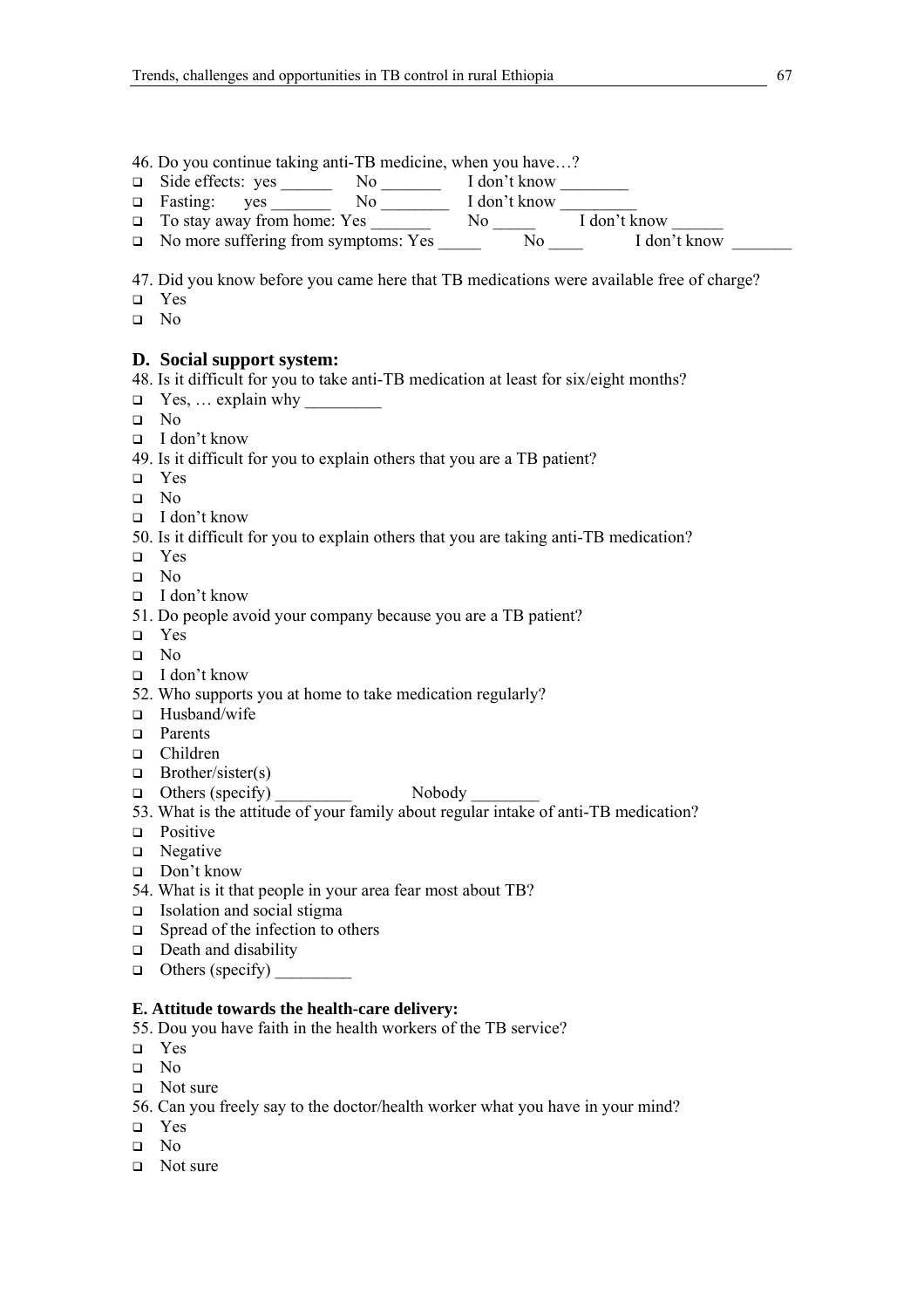46. Do you continue taking anti-TB medicine, when you have…?

- Side effects: yes ______ No _______ I don't know ________
- Fasting: yes _______ No ________ I don't know _________
- To stay away from home: Yes _______ No _____ I don't know ______
- No more suffering from symptoms: Yes _____ No ____ I don't know _______

47. Did you know before you came here that TB medications were available free of charge?

- Yes
- No

## D. Social support system:

48. Is it difficult for you to take anti-TB medication at least for six/eight months?

- Yes, … explain why _________
- No
- I don't know

49. Is it difficult for you to explain others that you are a TB patient?

- Yes
- No
- I don't know

50. Is it difficult for you to explain others that you are taking anti-TB medication?

- Yes
- No
- I don't know

51. Do people avoid your company because you are a TB patient?

- Yes
- No
- I don't know

52. Who supports you at home to take medication regularly?

- Husband/wife
- Parents
- Children
- Brother/sister(s)
- Others (specify) _________ Nobody ________

53. What is the attitude of your family about regular intake of anti-TB medication?

- Positive
- Negative
- Don't know

54. What is it that people in your area fear most about TB?

- Isolation and social stigma
- Spread of the infection to others
- Death and disability
- Others (specify) _________

### E. Attitude towards the health-care delivery:

55. Dou you have faith in the health workers of the TB service?

- Yes
- No
- Not sure

56. Can you freely say to the doctor/health worker what you have in your mind?

- Yes
- No
- Not sure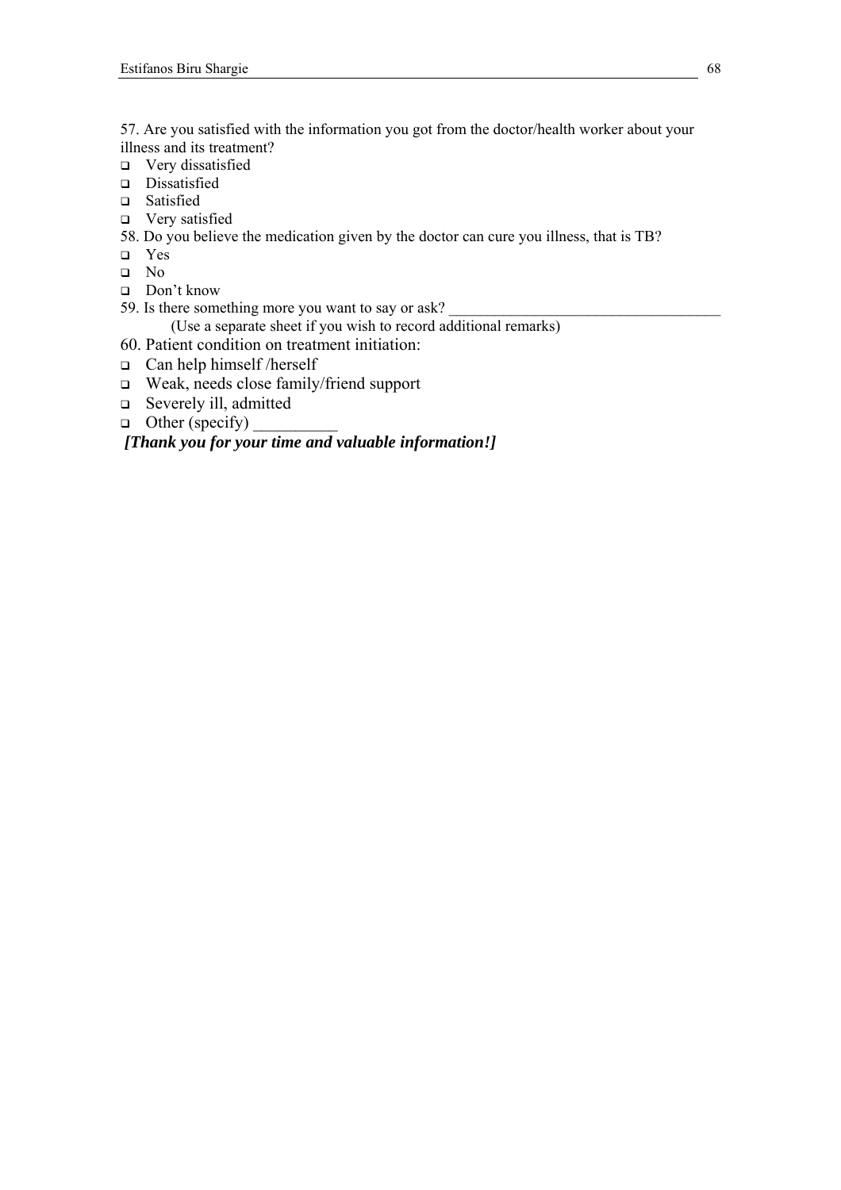57. Are you satisfied with the information you got from the doctor/health worker about your illness and its treatment?

- ❑ Very dissatisfied
- ❑ Dissatisfied
- ❑ Satisfied
- ❑ Very satisfied

58. Do you believe the medication given by the doctor can cure you illness, that is TB?

- ❑ Yes
- ❑ No
- ❑ Don't know

59. Is there something more you want to say or ask? ___________________________________

(Use a separate sheet if you wish to record additional remarks)

60. Patient condition on treatment initiation:

- ❑ Can help himself /herself
- ❑ Weak, needs close family/friend support
- ❑ Severely ill, admitted
- ❑ Other (specify) __________

***[Thank you for your time and valuable information!]***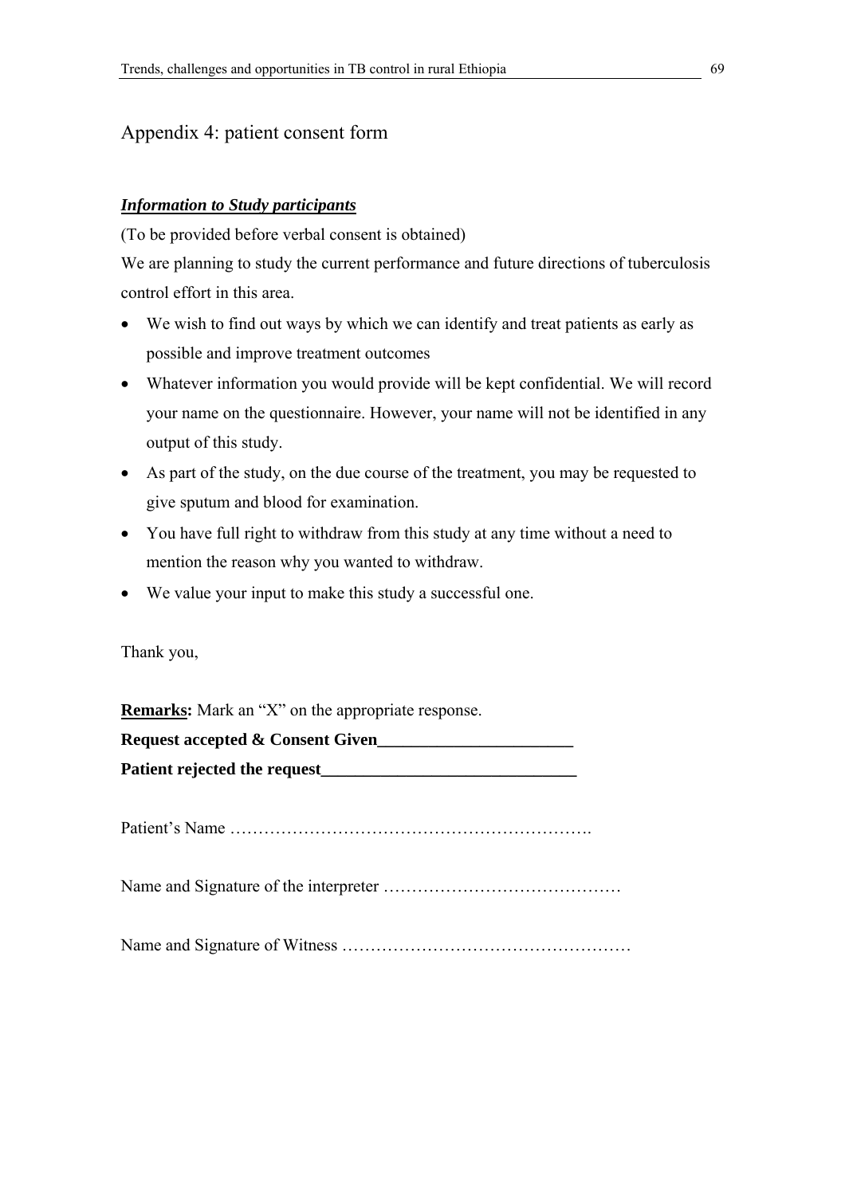## Appendix 4: patient consent form

***Information to Study participants***

(To be provided before verbal consent is obtained)

We are planning to study the current performance and future directions of tuberculosis control effort in this area.

- We wish to find out ways by which we can identify and treat patients as early as possible and improve treatment outcomes
- Whatever information you would provide will be kept confidential. We will record your name on the questionnaire. However, your name will not be identified in any output of this study.
- As part of the study, on the due course of the treatment, you may be requested to give sputum and blood for examination.
- You have full right to withdraw from this study at any time without a need to mention the reason why you wanted to withdraw.
- We value your input to make this study a successful one.

Thank you,

**Remarks:** Mark an "X" on the appropriate response.

**Request accepted & Consent Given______________________**

**Patient rejected the request____________________________**

Patient's Name ……………………………………………………….

Name and Signature of the interpreter ……………………………………

Name and Signature of Witness ……………………………………………